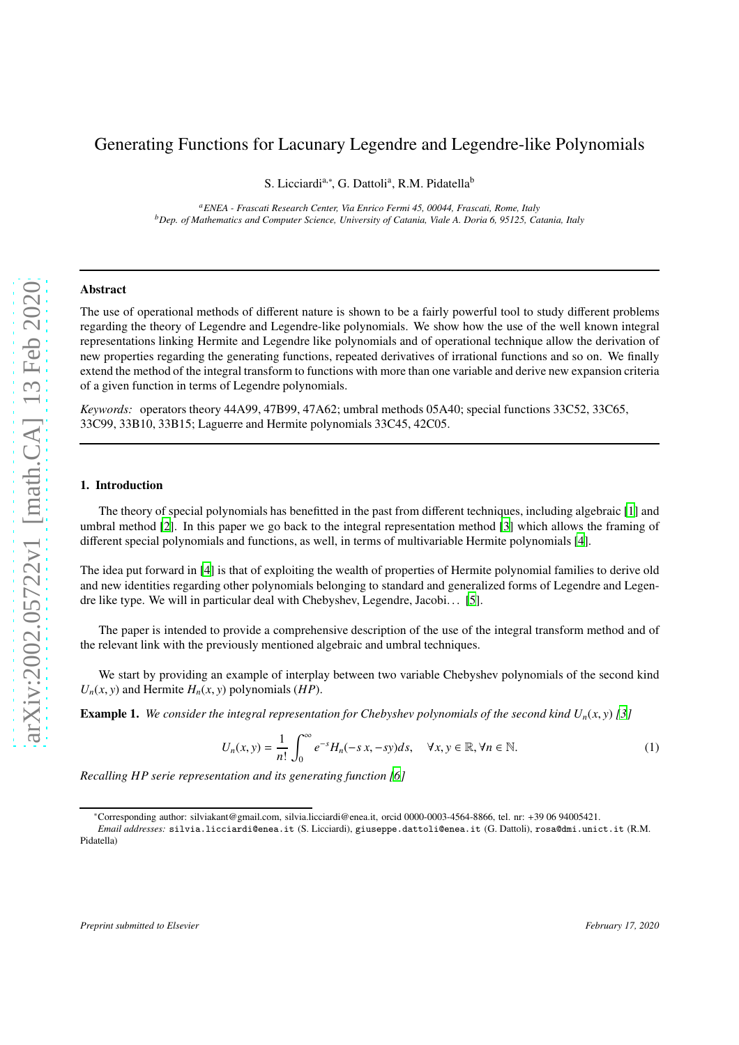# Generating Functions for Lacunary Legendre and Legendre-like Polynomials

S. Licciardi[a,*], G. Dattoli[a], R.M. Pidatella[b]

[a]*ENEA - Frascati Research Center, Via Enrico Fermi 45, 00044, Frascati, Rome, Italy*
[b]*Dep. of Mathematics and Computer Science, University of Catania, Viale A. Doria 6, 95125, Catania, Italy*

---

**Abstract**

The use of operational methods of different nature is shown to be a fairly powerful tool to study different problems regarding the theory of Legendre and Legendre-like polynomials. We show how the use of the well known integral representations linking Hermite and Legendre like polynomials and of operational technique allow the derivation of new properties regarding the generating functions, repeated derivatives of irrational functions and so on. We finally extend the method of the integral transform to functions with more than one variable and derive new expansion criteria of a given function in terms of Legendre polynomials.

*Keywords:* operators theory 44A99, 47B99, 47A62; umbral methods 05A40; special functions 33C52, 33C65, 33C99, 33B10, 33B15; Laguerre and Hermite polynomials 33C45, 42C05.

---

## 1. Introduction

The theory of special polynomials has benefitted in the past from different techniques, including algebraic [1] and umbral method [2]. In this paper we go back to the integral representation method [3] which allows the framing of different special polynomials and functions, as well, in terms of multivariable Hermite polynomials [4].

The idea put forward in [4] is that of exploiting the wealth of properties of Hermite polynomial families to derive old and new identities regarding other polynomials belonging to standard and generalized forms of Legendre and Legendre like type. We will in particular deal with Chebyshev, Legendre, Jacobi... [5].

The paper is intended to provide a comprehensive description of the use of the integral transform method and of the relevant link with the previously mentioned algebraic and umbral techniques.

We start by providing an example of interplay between two variable Chebyshev polynomials of the second kind $U_n(x, y)$ and Hermite $H_n(x, y)$ polynomials $(HP)$.

**Example 1.** *We consider the integral representation for Chebyshev polynomials of the second kind $U_n(x, y)$ [3]*

$$U_n(x, y) = \frac{1}{n!} \int_0^\infty e^{-s} H_n(-s\, x, -sy) ds, \quad \forall x, y \in \mathbb{R}, \forall n \in \mathbb{N}. \tag{1}$$

*Recalling HP serie representation and its generating function [6]*

---

*Corresponding author: silviakant@gmail.com, silvia.licciardi@enea.it, orcid 0000-0003-4564-8866, tel. nr: +39 06 94005421.
*Email addresses:* silvia.licciardi@enea.it (S. Licciardi), giuseppe.dattoli@enea.it (G. Dattoli), rosa@dmi.unict.it (R.M. Pidatella)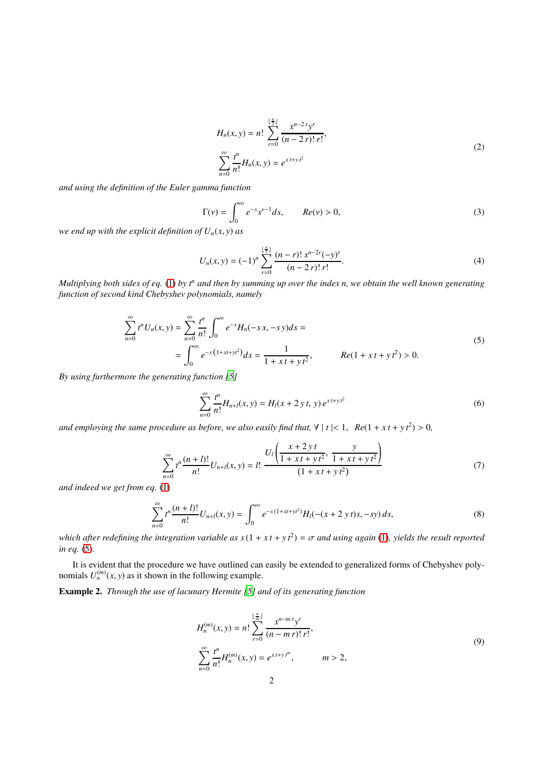$$
\begin{aligned}
H_n(x,y) &= n!\sum_{r=0}^{\lfloor \frac{n}{2} \rfloor}\frac{x^{n-2r}y^r}{(n-2r)!\,r!},\\
\sum_{n=0}^{\infty}\frac{t^n}{n!}H_n(x,y) &= e^{x\,t+y\,t^2}
\end{aligned}
\tag{2}
$$

*and using the definition of the Euler gamma function*

$$
\Gamma(\nu)=\int_0^{\infty}e^{-s}s^{\nu-1}ds,\qquad Re(\nu)>0,
\tag{3}
$$

*we end up with the explicit definition of $U_n(x,y)$ as*

$$
U_n(x,y)=(-1)^n\sum_{r=0}^{\lfloor \frac{n}{2} \rfloor}\frac{(n-r)!\,x^{n-2r}(-y)^r}{(n-2\,r)!\,r!}.
\tag{4}
$$

*Multiplying both sides of eq.* (1) *by $t^n$ and then by summing up over the index n, we obtain the well known generating function of second kind Chebyshev polynomials, namely*

$$
\begin{aligned}
\sum_{n=0}^{\infty}t^nU_n(x,y) &= \sum_{n=0}^{\infty}\frac{t^n}{n!}\int_0^{\infty}e^{-s}H_n(-s\,x,-s\,y)ds=\\
&=\int_0^{\infty}e^{-s\,(1+xt+yt^2)}ds=\frac{1}{1+x\,t+y\,t^2},\qquad Re(1+x\,t+y\,t^2)>0.
\end{aligned}
\tag{5}
$$

*By using furthermore the generating function [5]*

$$
\sum_{n=0}^{\infty}\frac{t^n}{n!}H_{n+l}(x,y)=H_l(x+2\,y\,t,\,y)\,e^{x\,t+y\,t^2}
\tag{6}
$$

*and employing the same procedure as before, we also easily find that, $\forall\mid t\mid<1,\ \ Re(1+x\,t+y\,t^2)>0$,*

$$
\sum_{n=0}^{\infty}t^n\frac{(n+l)!}{n!}U_{n+l}(x,y)=l!\,\frac{U_l\left(\dfrac{x+2\,y\,t}{1+x\,t+y\,t^2},\,\dfrac{y}{1+x\,t+y\,t^2}\right)}{(1+x\,t+y\,t^2)}
\tag{7}
$$

*and indeed we get from eq.* (1)

$$
\sum_{n=0}^{\infty}t^n\frac{(n+l)!}{n!}U_{n+l}(x,y)=\int_0^{\infty}e^{-s\,(1+xt+yt^2)}H_l(-(x+2\,y\,t)s,-sy)\,ds,
\tag{8}
$$

*which after redefining the integration variable as $s\,(1+x\,t+y\,t^2)=\sigma$ and using again* (1)*, yields the result reported in eq.* (5)*.*

It is evident that the procedure we have outlined can easily be extended to generalized forms of Chebyshev polynomials $U_n^{(m)}(x,y)$ as it shown in the following example.

**Example 2.** *Through the use of lacunary Hermite [5] and of its generating function*

$$
\begin{aligned}
H_n^{(m)}(x,y) &= n!\sum_{r=0}^{\lfloor \frac{n}{m} \rfloor}\frac{x^{n-m\,r}y^r}{(n-m\,r)!\,r!},\\
\sum_{n=0}^{\infty}\frac{t^n}{n!}H_n^{(m)}(x,y) &= e^{x\,t+y\,t^m},\qquad m>2,
\end{aligned}
\tag{9}
$$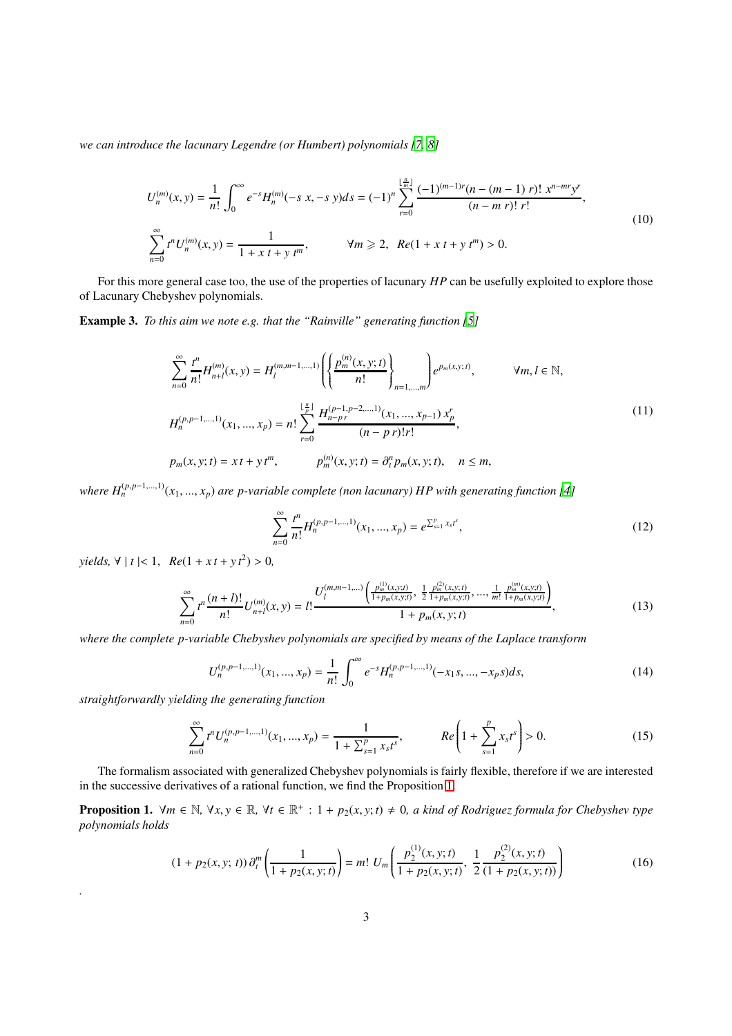*we can introduce the lacunary Legendre (or Humbert) polynomials [7, 8]*

$$
\begin{aligned}
&U_n^{(m)}(x,y)=\frac{1}{n!}\int_0^\infty e^{-s}H_n^{(m)}(-s\,x,-s\,y)ds=(-1)^n\sum_{r=0}^{\lfloor \frac{n}{m}\rfloor}\frac{(-1)^{(m-1)r}(n-(m-1)\,r)!\;x^{n-mr}y^r}{(n-m\,r)!\;r!},\\
&\sum_{n=0}^\infty t^nU_n^{(m)}(x,y)=\frac{1}{1+x\,t+y\,t^m},\qquad \forall m\geqslant 2,\;\; Re(1+x\,t+y\,t^m)>0.
\end{aligned}
\tag{10}
$$

For this more general case too, the use of the properties of lacunary $HP$ can be usefully exploited to explore those of Lacunary Chebyshev polynomials.

**Example 3.** *To this aim we note e.g. that the "Rainville" generating function [5]*

$$
\begin{aligned}
&\sum_{n=0}^\infty\frac{t^n}{n!}H_{n+l}^{(m)}(x,y)=H_l^{(m,m-1,\dots,1)}\left(\left\{\frac{p_m^{(n)}(x,y;t)}{n!}\right\}_{n=1,\dots,m}\right)e^{p_m(x,y;t)},\qquad \forall m,l\in\mathbb{N},\\
&H_n^{(p,p-1,\dots,1)}(x_1,\dots,x_p)=n!\sum_{r=0}^{\lfloor \frac{n}{p}\rfloor}\frac{H_{n-p\,r}^{(p-1,p-2,\dots,1)}(x_1,\dots,x_{p-1})\,x_p^r}{(n-p\,r)!r!},\\
&p_m(x,y;t)=x\,t+y\,t^m,\qquad p_m^{(n)}(x,y;t)=\partial_t^n p_m(x,y;t),\quad n\le m,
\end{aligned}
\tag{11}
$$

*where $H_n^{(p,p-1,\dots,1)}(x_1,\dots,x_p)$ are p-variable complete (non lacunary) HP with generating function [4]*

$$
\sum_{n=0}^\infty\frac{t^n}{n!}H_n^{(p,p-1,\dots,1)}(x_1,\dots,x_p)=e^{\sum_{s=1}^p x_st^s},
\tag{12}
$$

*yields, $\forall\mid t\mid<1,\;\; Re(1+x\,t+y\,t^2)>0$,*

$$
\sum_{n=0}^\infty t^n\frac{(n+l)!}{n!}U_{n+l}^{(m)}(x,y)=l!\,\frac{U_l^{(m,m-1,\dots)}\left(\frac{p_m^{(1)}(x,y;t)}{1+p_m(x,y;t)},\;\frac{1}{2}\frac{p_m^{(2)}(x,y;t)}{1+p_m(x,y;t)},\dots,\frac{1}{m!}\frac{p_m^{(m)}(x,y;t)}{1+p_m(x,y;t)}\right)}{1+p_m(x,y;t)},
\tag{13}
$$

*where the complete p-variable Chebyshev polynomials are specified by means of the Laplace transform*

$$
U_n^{(p,p-1,\dots,1)}(x_1,\dots,x_p)=\frac{1}{n!}\int_0^\infty e^{-s}H_n^{(p,p-1,\dots,1)}(-x_1s,\dots,-x_ps)ds,
\tag{14}
$$

*straightforwardly yielding the generating function*

$$
\sum_{n=0}^\infty t^nU_n^{(p,p-1,\dots,1)}(x_1,\dots,x_p)=\frac{1}{1+\sum_{s=1}^p x_st^s},\qquad Re\left(1+\sum_{s=1}^p x_st^s\right)>0.
\tag{15}
$$

The formalism associated with generalized Chebyshev polynomials is fairly flexible, therefore if we are interested in the successive derivatives of a rational function, we find the Proposition 1.

**Proposition 1.** *$\forall m\in\mathbb{N}$, $\forall x,y\in\mathbb{R}$, $\forall t\in\mathbb{R}^+$ : $1+p_2(x,y;t)\neq 0$, a kind of Rodriguez formula for Chebyshev type polynomials holds*

$$
(1+p_2(x,y;\,t))\,\partial_t^m\left(\frac{1}{1+p_2(x,y;t)}\right)=m!\;U_m\left(\frac{p_2^{(1)}(x,y;t)}{1+p_2(x,y;t)},\;\frac{1}{2}\frac{p_2^{(2)}(x,y;t)}{(1+p_2(x,y;t))}\right)
\tag{16}
$$

.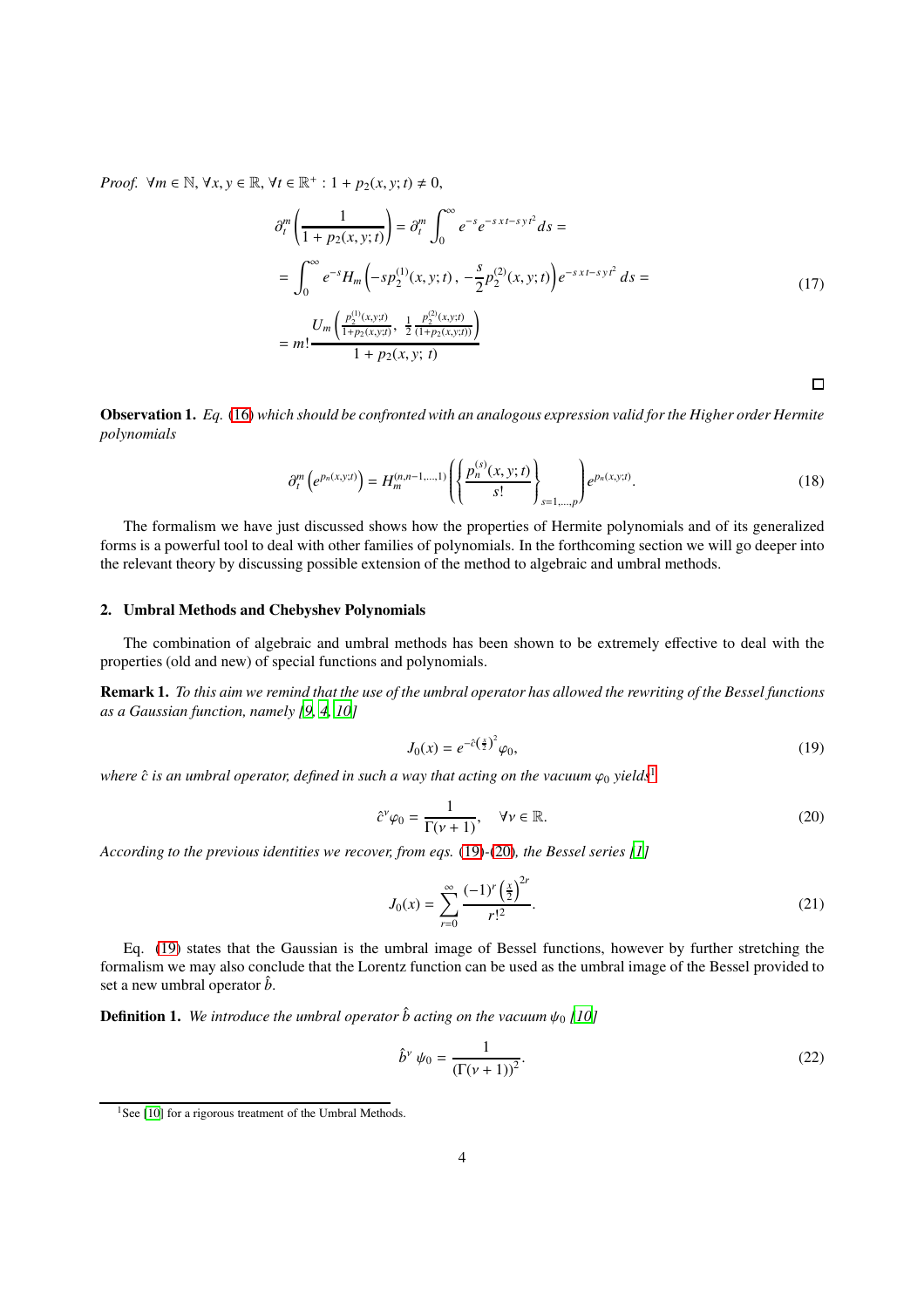*Proof.* $\forall m \in \mathbb{N}, \forall x, y \in \mathbb{R}, \forall t \in \mathbb{R}^+ : 1 + p_2(x, y; t) \neq 0,$

$$
\begin{aligned}
\partial_t^m \left( \frac{1}{1 + p_2(x, y; t)} \right) &= \partial_t^m \int_0^\infty e^{-s} e^{-s\,x\,t - s\,y\,t^2} ds = \\
&= \int_0^\infty e^{-s} H_m \left( -s p_2^{(1)}(x, y; t)\, ,\, -\frac{s}{2} p_2^{(2)}(x, y; t) \right) e^{-s\,x\,t - s\,y\,t^2}\, ds = \\
&= m! \frac{U_m \left( \frac{p_2^{(1)}(x,y;t)}{1+p_2(x,y;t)},\ \frac{1}{2} \frac{p_2^{(2)}(x,y;t)}{(1+p_2(x,y;t))} \right)}{1 + p_2(x, y;\ t)}
\end{aligned}
\tag{17}
$$

□

**Observation 1.** *Eq.* (16) *which should be confronted with an analogous expression valid for the Higher order Hermite polynomials*

$$
\partial_t^m \left( e^{p_n(x,y;t)} \right) = H_m^{(n,n-1,\ldots,1)} \left( \left\{ \frac{p_n^{(s)}(x, y; t)}{s!} \right\}_{s=1,\ldots,p} \right) e^{p_n(x,y;t)}.
\tag{18}
$$

The formalism we have just discussed shows how the properties of Hermite polynomials and of its generalized forms is a powerful tool to deal with other families of polynomials. In the forthcoming section we will go deeper into the relevant theory by discussing possible extension of the method to algebraic and umbral methods.

## 2. Umbral Methods and Chebyshev Polynomials

The combination of algebraic and umbral methods has been shown to be extremely effective to deal with the properties (old and new) of special functions and polynomials.

**Remark 1.** *To this aim we remind that the use of the umbral operator has allowed the rewriting of the Bessel functions as a Gaussian function, namely [9, 4, 10]*

$$
J_0(x) = e^{-\hat{c}\left(\frac{x}{2}\right)^2} \varphi_0,
\tag{19}
$$

*where $\hat{c}$ is an umbral operator, defined in such a way that acting on the vacuum $\varphi_0$ yields*[1]

$$
\hat{c}^\nu \varphi_0 = \frac{1}{\Gamma(\nu + 1)}, \quad \forall \nu \in \mathbb{R}.
\tag{20}
$$

*According to the previous identities we recover, from eqs.* (19)*-*(20)*, the Bessel series [1]*

$$
J_0(x) = \sum_{r=0}^\infty \frac{(-1)^r \left(\frac{x}{2}\right)^{2r}}{r!^2}.
\tag{21}
$$

Eq. (19) states that the Gaussian is the umbral image of Bessel functions, however by further stretching the formalism we may also conclude that the Lorentz function can be used as the umbral image of the Bessel provided to set a new umbral operator $\hat{b}$.

**Definition 1.** *We introduce the umbral operator $\hat{b}$ acting on the vacuum $\psi_0$ [10]*

$$
\hat{b}^\nu\, \psi_0 = \frac{1}{(\Gamma(\nu + 1))^2}.
\tag{22}
$$

[1] See [10] for a rigorous treatment of the Umbral Methods.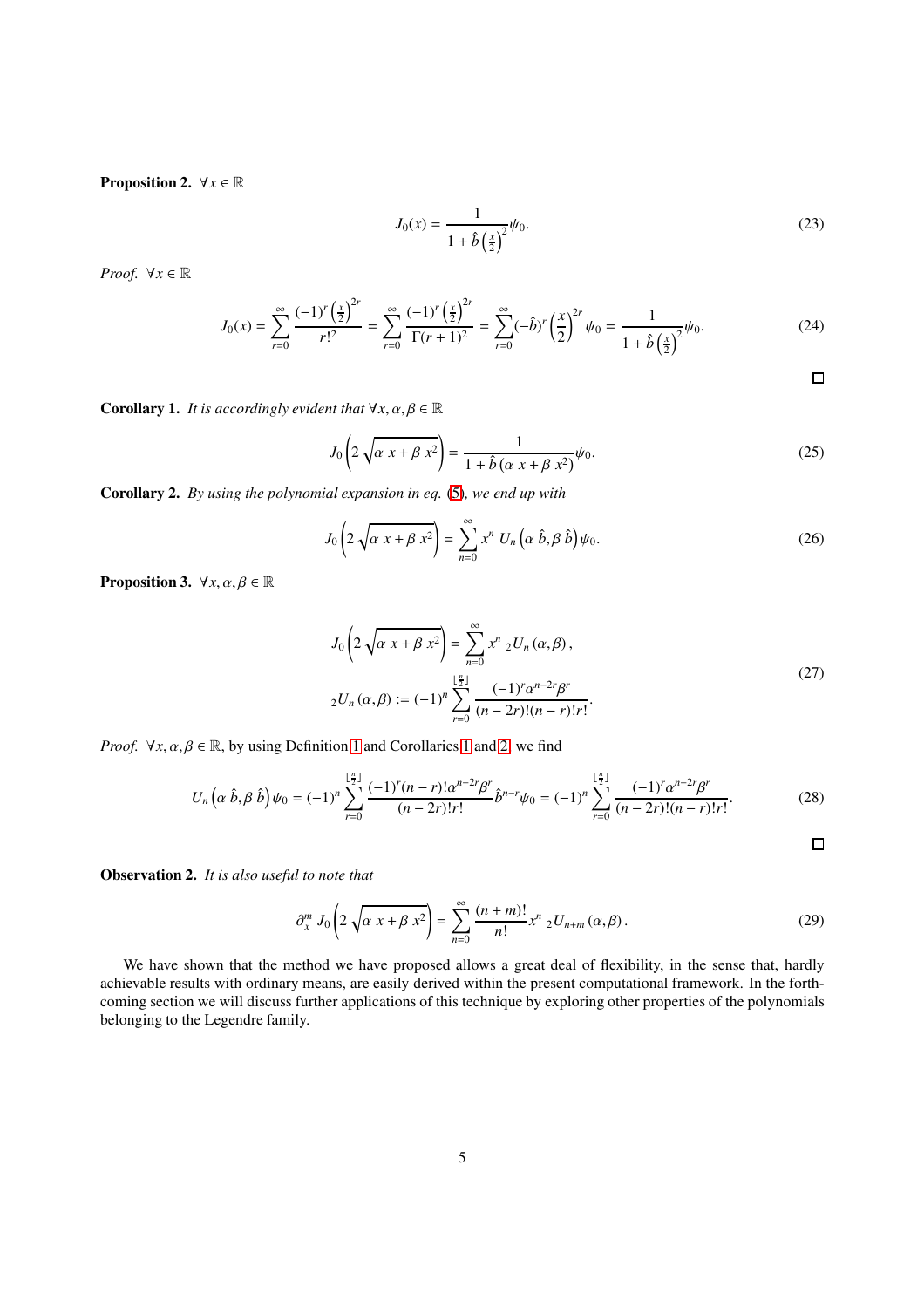**Proposition 2.** $\forall x \in \mathbb{R}$

$$J_0(x) = \frac{1}{1+\hat{b}\left(\frac{x}{2}\right)^2}\psi_0. \tag{23}$$

*Proof.* $\forall x \in \mathbb{R}$

$$J_0(x) = \sum_{r=0}^{\infty} \frac{(-1)^r \left(\frac{x}{2}\right)^{2r}}{r!^2} = \sum_{r=0}^{\infty} \frac{(-1)^r \left(\frac{x}{2}\right)^{2r}}{\Gamma(r+1)^2} = \sum_{r=0}^{\infty} (-\hat{b})^r \left(\frac{x}{2}\right)^{2r} \psi_0 = \frac{1}{1+\hat{b}\left(\frac{x}{2}\right)^2}\psi_0. \tag{24}$$

□

**Corollary 1.** *It is accordingly evident that* $\forall x, \alpha, \beta \in \mathbb{R}$

$$J_0\left(2\sqrt{\alpha\; x + \beta\; x^2}\right) = \frac{1}{1+\hat{b}\left(\alpha\; x + \beta\; x^2\right)}\psi_0. \tag{25}$$

**Corollary 2.** *By using the polynomial expansion in eq.* (5)*, we end up with*

$$J_0\left(2\sqrt{\alpha\; x + \beta\; x^2}\right) = \sum_{n=0}^{\infty} x^n\; U_n\left(\alpha\; \hat{b}, \beta\; \hat{b}\right)\psi_0. \tag{26}$$

**Proposition 3.** $\forall x, \alpha, \beta \in \mathbb{R}$

$$\begin{aligned} & J_0\left(2\sqrt{\alpha\; x + \beta\; x^2}\right) = \sum_{n=0}^{\infty} x^n\; {}_2U_n\left(\alpha, \beta\right), \\ & {}_2U_n\left(\alpha, \beta\right) := (-1)^n \sum_{r=0}^{\lfloor \frac{n}{2} \rfloor} \frac{(-1)^r \alpha^{n-2r}\beta^r}{(n-2r)!(n-r)!r!}. \end{aligned} \tag{27}$$

*Proof.* $\forall x, \alpha, \beta \in \mathbb{R}$, by using Definition 1 and Corollaries 1 and 2, we find

$$U_n\left(\alpha\; \hat{b}, \beta\; \hat{b}\right)\psi_0 = (-1)^n \sum_{r=0}^{\lfloor \frac{n}{2} \rfloor} \frac{(-1)^r (n-r)!\alpha^{n-2r}\beta^r}{(n-2r)!r!}\hat{b}^{n-r}\psi_0 = (-1)^n \sum_{r=0}^{\lfloor \frac{n}{2} \rfloor} \frac{(-1)^r \alpha^{n-2r}\beta^r}{(n-2r)!(n-r)!r!}. \tag{28}$$

□

**Observation 2.** *It is also useful to note that*

$$\partial_x^m\; J_0\left(2\sqrt{\alpha\; x + \beta\; x^2}\right) = \sum_{n=0}^{\infty} \frac{(n+m)!}{n!} x^n\; {}_2U_{n+m}\left(\alpha, \beta\right). \tag{29}$$

We have shown that the method we have proposed allows a great deal of flexibility, in the sense that, hardly achievable results with ordinary means, are easily derived within the present computational framework. In the forthcoming section we will discuss further applications of this technique by exploring other properties of the polynomials belonging to the Legendre family.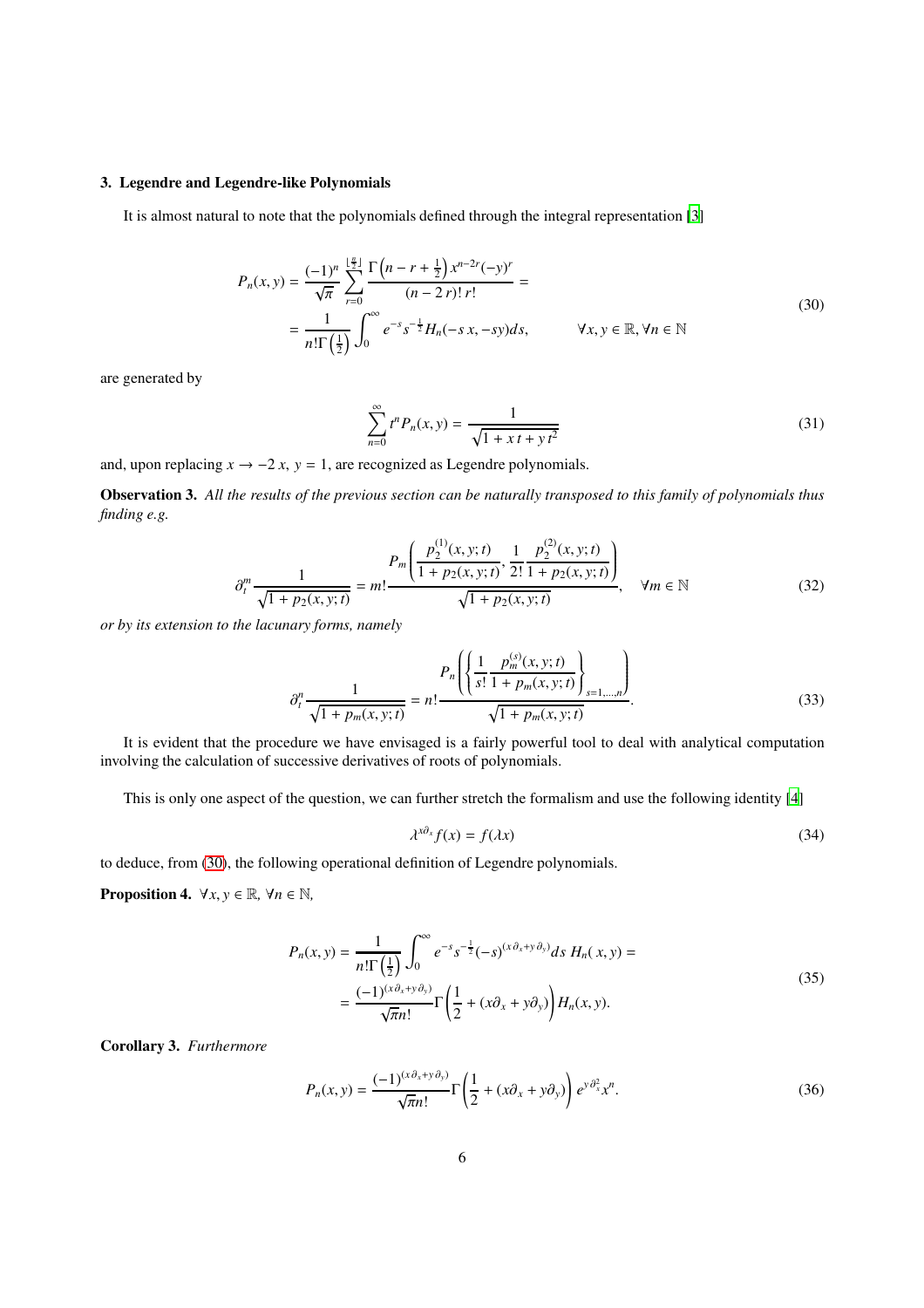### 3. Legendre and Legendre-like Polynomials

It is almost natural to note that the polynomials defined through the integral representation [3]

$$
\begin{aligned}
P_n(x,y) &= \frac{(-1)^n}{\sqrt{\pi}} \sum_{r=0}^{\lfloor \frac{n}{2} \rfloor} \frac{\Gamma\left(n-r+\frac{1}{2}\right) x^{n-2r}(-y)^r}{(n-2\,r)!\,r!} = \\
&= \frac{1}{n!\Gamma\left(\frac{1}{2}\right)} \int_0^\infty e^{-s} s^{-\frac{1}{2}} H_n(-s\,x,-sy)ds, \qquad \forall x,y\in\mathbb{R}, \forall n\in\mathbb{N}
\end{aligned}
\tag{30}
$$

are generated by

$$
\sum_{n=0}^{\infty} t^n P_n(x,y) = \frac{1}{\sqrt{1+x\,t+y\,t^2}} \tag{31}
$$

and, upon replacing $x\to -2\,x,\ y=1$, are recognized as Legendre polynomials.

**Observation 3.** *All the results of the previous section can be naturally transposed to this family of polynomials thus finding e.g.*

$$
\partial_t^m \frac{1}{\sqrt{1+p_2(x,y;t)}} = m! \frac{P_m\left(\dfrac{p_2^{(1)}(x,y;t)}{1+p_2(x,y;t)}, \dfrac{1}{2!}\dfrac{p_2^{(2)}(x,y;t)}{1+p_2(x,y;t)}\right)}{\sqrt{1+p_2(x,y;t)}}, \quad \forall m\in\mathbb{N} \tag{32}
$$

*or by its extension to the lacunary forms, namely*

$$
\partial_t^n \frac{1}{\sqrt{1+p_m(x,y;t)}} = n! \frac{P_n\left(\left\{\dfrac{1}{s!}\dfrac{p_m^{(s)}(x,y;t)}{1+p_m(x,y;t)}\right\}_{s=1,\dots,n}\right)}{\sqrt{1+p_m(x,y;t)}}. \tag{33}
$$

It is evident that the procedure we have envisaged is a fairly powerful tool to deal with analytical computation involving the calculation of successive derivatives of roots of polynomials.

This is only one aspect of the question, we can further stretch the formalism and use the following identity [4]

$$
\lambda^{x\partial_x} f(x) = f(\lambda x) \tag{34}
$$

to deduce, from (30), the following operational definition of Legendre polynomials.

**Proposition 4.** $\forall x,y\in\mathbb{R},\ \forall n\in\mathbb{N}$,

$$
\begin{aligned}
P_n(x,y) &= \frac{1}{n!\Gamma\left(\frac{1}{2}\right)} \int_0^\infty e^{-s} s^{-\frac{1}{2}} (-s)^{(x\partial_x+y\partial_y)} ds\ H_n(\,x,y) = \\
&= \frac{(-1)^{(x\partial_x+y\partial_y)}}{\sqrt{\pi}n!} \Gamma\left(\frac{1}{2}+(x\partial_x+y\partial_y)\right) H_n(x,y).
\end{aligned}
\tag{35}
$$

**Corollary 3.** *Furthermore*

$$
P_n(x,y) = \frac{(-1)^{(x\partial_x+y\partial_y)}}{\sqrt{\pi}n!} \Gamma\left(\frac{1}{2}+(x\partial_x+y\partial_y)\right) e^{y\,\partial_x^2} x^n. \tag{36}
$$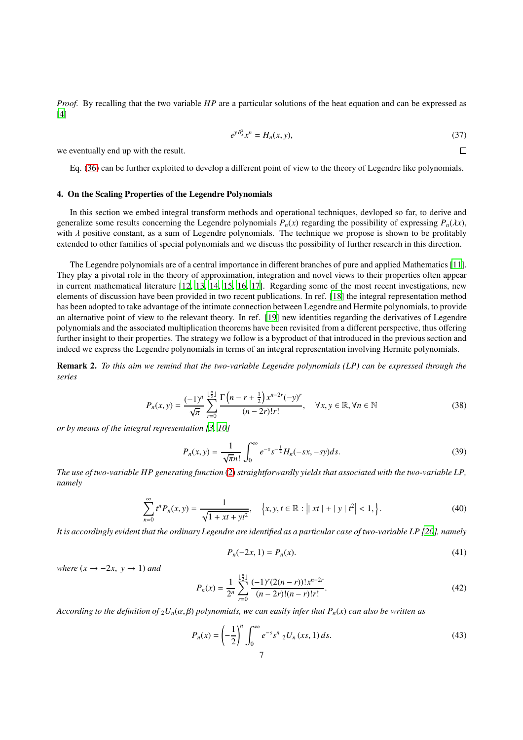*Proof.* By recalling that the two variable *HP* are a particular solutions of the heat equation and can be expressed as [4]

$$e^{y\,\partial_x^2} x^n = H_n(x,y), \tag{37}$$

we eventually end up with the result. □

Eq. (36) can be further exploited to develop a different point of view to the theory of Legendre like polynomials.

### 4. On the Scaling Properties of the Legendre Polynomials

In this section we embed integral transform methods and operational techniques, devloped so far, to derive and generalize some results concerning the Legendre polynomials $P_n(x)$ regarding the possibility of expressing $P_n(\lambda x)$, with $\lambda$ positive constant, as a sum of Legendre polynomials. The technique we propose is shown to be profitably extended to other families of special polynomials and we discuss the possibility of further research in this direction.

The Legendre polynomials are of a central importance in different branches of pure and applied Mathematics [11]. They play a pivotal role in the theory of approximation, integration and novel views to their properties often appear in current mathematical literature [12, 13, 14, 15, 16, 17]. Regarding some of the most recent investigations, new elements of discussion have been provided in two recent publications. In ref. [18] the integral representation method has been adopted to take advantage of the intimate connection between Legendre and Hermite polynomials, to provide an alternative point of view to the relevant theory. In ref. [19] new identities regarding the derivatives of Legendre polynomials and the associated multiplication theorems have been revisited from a different perspective, thus offering further insight to their properties. The strategy we follow is a byproduct of that introduced in the previous section and indeed we express the Legendre polynomials in terms of an integral representation involving Hermite polynomials.

**Remark 2.** *To this aim we remind that the two-variable Legendre polynomials (LP) can be expressed through the series*

$$P_n(x,y) = \frac{(-1)^n}{\sqrt{\pi}} \sum_{r=0}^{\lfloor \frac{n}{2} \rfloor} \frac{\Gamma\left(n-r+\frac{1}{2}\right) x^{n-2r}(-y)^r}{(n-2r)!r!}, \quad \forall x,y \in \mathbb{R}, \forall n \in \mathbb{N} \tag{38}$$

*or by means of the integral representation [3, 10]*

$$P_n(x,y) = \frac{1}{\sqrt{\pi} n!} \int_0^\infty e^{-s} s^{-\frac{1}{2}} H_n(-sx,-sy) ds. \tag{39}$$

*The use of two-variable HP generating function (2) straightforwardly yields that associated with the two-variable LP, namely*

$$\sum_{n=0}^{\infty} t^n P_n(x,y) = \frac{1}{\sqrt{1+xt+yt^2}}, \quad \left\{x,y,t \in \mathbb{R} : \left| \mid xt \mid + \mid y \mid t^2 \right| < 1, \right\}. \tag{40}$$

*It is accordingly evident that the ordinary Legendre are identified as a particular case of two-variable LP [20], namely*

$$P_n(-2x,1) = P_n(x). \tag{41}$$

*where* $(x \to -2x,\ y \to 1)$ *and*

$$P_n(x) = \frac{1}{2^n} \sum_{r=0}^{\lfloor \frac{n}{2} \rfloor} \frac{(-1)^r (2(n-r))! x^{n-2r}}{(n-2r)!(n-r)!r!}. \tag{42}$$

*According to the definition of* ${}_2U_n(\alpha,\beta)$ *polynomials, we can easily infer that* $P_n(x)$ *can also be written as*

$$P_n(x) = \left(-\frac{1}{2}\right)^n \int_0^\infty e^{-s} s^n \, {}_2U_n(xs,1)\, ds. \tag{43}$$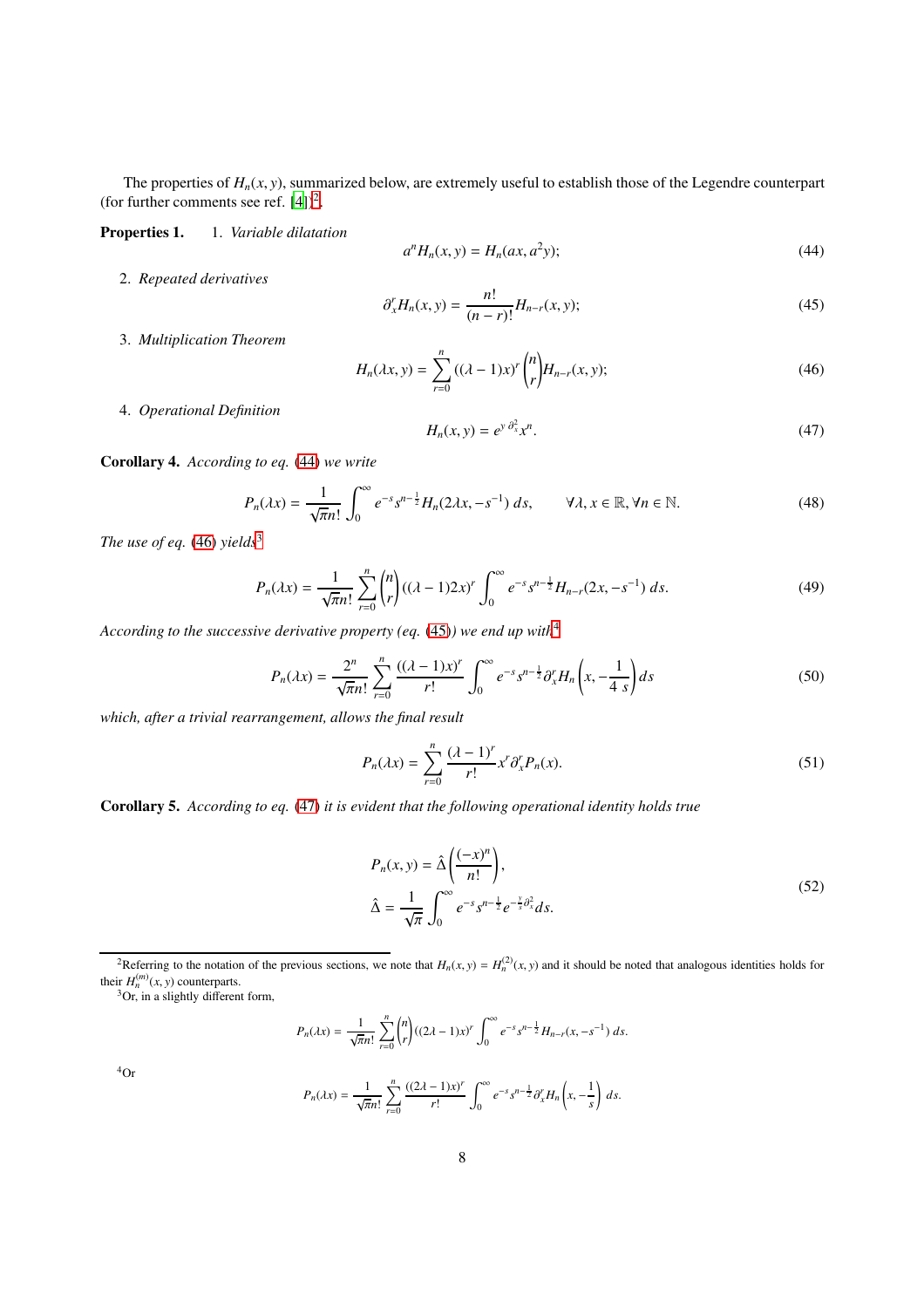The properties of $H_n(x,y)$, summarized below, are extremely useful to establish those of the Legendre counterpart (for further comments see ref. [4])[2].

**Properties 1.** 1. *Variable dilatation*

$$a^n H_n(x,y) = H_n(ax, a^2 y); \tag{44}$$

2. *Repeated derivatives*

$$\partial_x^r H_n(x,y) = \frac{n!}{(n-r)!} H_{n-r}(x,y); \tag{45}$$

3. *Multiplication Theorem*

$$H_n(\lambda x, y) = \sum_{r=0}^{n} ((\lambda - 1)x)^r \binom{n}{r} H_{n-r}(x,y); \tag{46}$$

4. *Operational Definition*

$$H_n(x,y) = e^{y\,\partial_x^2} x^n. \tag{47}$$

**Corollary 4.** *According to eq. (44) we write*

$$P_n(\lambda x) = \frac{1}{\sqrt{\pi} n!} \int_0^\infty e^{-s} s^{n-\frac{1}{2}} H_n(2\lambda x, -s^{-1})\, ds, \qquad \forall \lambda, x \in \mathbb{R}, \forall n \in \mathbb{N}. \tag{48}$$

*The use of eq. (46) yields*[3]

$$P_n(\lambda x) = \frac{1}{\sqrt{\pi} n!} \sum_{r=0}^{n} \binom{n}{r} ((\lambda - 1)2x)^r \int_0^\infty e^{-s} s^{n-\frac{1}{2}} H_{n-r}(2x, -s^{-1})\, ds. \tag{49}$$

*According to the successive derivative property (eq. (45)) we end up with*[4]

$$P_n(\lambda x) = \frac{2^n}{\sqrt{\pi} n!} \sum_{r=0}^{n} \frac{((\lambda - 1)x)^r}{r!} \int_0^\infty e^{-s} s^{n-\frac{1}{2}} \partial_x^r H_n\left(x, -\frac{1}{4\,s}\right) ds \tag{50}$$

*which, after a trivial rearrangement, allows the final result*

$$P_n(\lambda x) = \sum_{r=0}^{n} \frac{(\lambda - 1)^r}{r!} x^r \partial_x^r P_n(x). \tag{51}$$

**Corollary 5.** *According to eq. (47) it is evident that the following operational identity holds true*

$$\begin{gathered}
P_n(x,y) = \hat{\Delta}\left(\frac{(-x)^n}{n!}\right), \\
\hat{\Delta} = \frac{1}{\sqrt{\pi}} \int_0^\infty e^{-s} s^{n-\frac{1}{2}} e^{-\frac{y}{s}\partial_x^2} ds.
\end{gathered} \tag{52}$$

---

[2] Referring to the notation of the previous sections, we note that $H_n(x,y) = H_n^{(2)}(x,y)$ and it should be noted that analogous identities holds for their $H_n^{(m)}(x,y)$ counterparts.

[3] Or, in a slightly different form,

$$P_n(\lambda x) = \frac{1}{\sqrt{\pi} n!} \sum_{r=0}^{n} \binom{n}{r} ((2\lambda - 1)x)^r \int_0^\infty e^{-s} s^{n-\frac{1}{2}} H_{n-r}(x, -s^{-1})\, ds.$$

[4] Or

$$P_n(\lambda x) = \frac{1}{\sqrt{\pi} n!} \sum_{r=0}^{n} \frac{((2\lambda - 1)x)^r}{r!} \int_0^\infty e^{-s} s^{n-\frac{1}{2}} \partial_x^r H_n\left(x, -\frac{1}{s}\right) ds.$$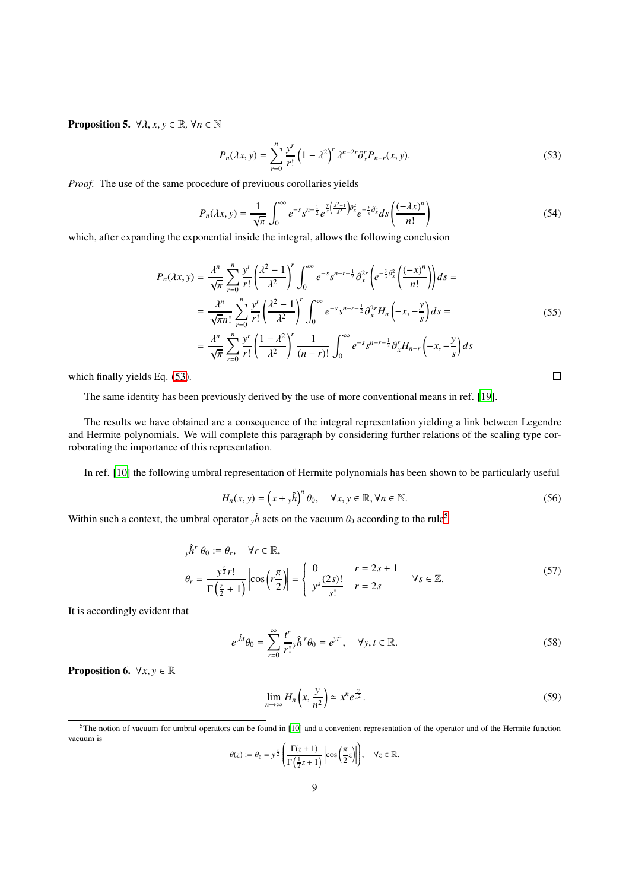**Proposition 5.** $\forall \lambda, x, y \in \mathbb{R}$, $\forall n \in \mathbb{N}$

$$
P_n(\lambda x, y) = \sum_{r=0}^{n} \frac{y^r}{r!} \left(1 - \lambda^2\right)^r \lambda^{n-2r} \partial_x^r P_{n-r}(x, y). \tag{53}
$$

*Proof.* The use of the same procedure of previuous corollaries yields

$$
P_n(\lambda x, y) = \frac{1}{\sqrt{\pi}} \int_0^\infty e^{-s} s^{n-\frac{1}{2}} e^{\frac{y}{s}\left(\frac{\lambda^2-1}{\lambda^2}\right)\partial_x^2} e^{-\frac{y}{s}\partial_x^2} ds \left(\frac{(-\lambda x)^n}{n!}\right) \tag{54}
$$

which, after expanding the exponential inside the integral, allows the following conclusion

$$
\begin{aligned}
P_n(\lambda x, y) &= \frac{\lambda^n}{\sqrt{\pi}} \sum_{r=0}^{n} \frac{y^r}{r!} \left(\frac{\lambda^2 - 1}{\lambda^2}\right)^r \int_0^\infty e^{-s} s^{n-r-\frac{1}{2}} \partial_x^{2r} \left(e^{-\frac{y}{s}\partial_x^2} \left(\frac{(-x)^n}{n!}\right)\right) ds = \\
&= \frac{\lambda^n}{\sqrt{\pi} n!} \sum_{r=0}^{n} \frac{y^r}{r!} \left(\frac{\lambda^2 - 1}{\lambda^2}\right)^r \int_0^\infty e^{-s} s^{n-r-\frac{1}{2}} \partial_x^{2r} H_n\left(-x, -\frac{y}{s}\right) ds = \\
&= \frac{\lambda^n}{\sqrt{\pi}} \sum_{r=0}^{n} \frac{y^r}{r!} \left(\frac{1 - \lambda^2}{\lambda^2}\right)^r \frac{1}{(n-r)!} \int_0^\infty e^{-s} s^{n-r-\frac{1}{2}} \partial_x^r H_{n-r}\left(-x, -\frac{y}{s}\right) ds
\end{aligned} \tag{55}
$$

which finally yields Eq. (53). □

The same identity has been previously derived by the use of more conventional means in ref. [19].

The results we have obtained are a consequence of the integral representation yielding a link between Legendre and Hermite polynomials. We will complete this paragraph by considering further relations of the scaling type corroborating the importance of this representation.

In ref. [10] the following umbral representation of Hermite polynomials has been shown to be particularly useful

$$
H_n(x, y) = \left(x + {}_y\hat{h}\right)^n \theta_0, \quad \forall x, y \in \mathbb{R}, \forall n \in \mathbb{N}. \tag{56}
$$

Within such a context, the umbral operator ${}_y\hat{h}$ acts on the vacuum $\theta_0$ according to the rule[5]

$$
\begin{aligned}
&{}_y\hat{h}^r \, \theta_0 := \theta_r, \quad \forall r \in \mathbb{R}, \\
&\theta_r = \frac{y^{\frac{r}{2}} r!}{\Gamma\left(\frac{r}{2} + 1\right)} \left|\cos\left(r\frac{\pi}{2}\right)\right| = \begin{cases} 0 & r = 2s + 1 \\ y^s \dfrac{(2s)!}{s!} & r = 2s \end{cases} \quad \forall s \in \mathbb{Z}.
\end{aligned} \tag{57}
$$

It is accordingly evident that

$$
e^{{}_y\hat{h} t} \theta_0 = \sum_{r=0}^{\infty} \frac{t^r}{r!} {}_y\hat{h}^r \theta_0 = e^{y t^2}, \quad \forall y, t \in \mathbb{R}. \tag{58}
$$

**Proposition 6.** $\forall x, y \in \mathbb{R}$

$$
\lim_{n \to \infty} H_n\left(x, \frac{y}{n^2}\right) \simeq x^n e^{\frac{y}{x^2}}. \tag{59}
$$

---

[5] The notion of vacuum for umbral operators can be found in [10] and a convenient representation of the operator and of the Hermite function vacuum is

$$
\theta(z) := \theta_z = y^{\frac{z}{2}} \left(\frac{\Gamma(z+1)}{\Gamma\left(\frac{1}{2}z + 1\right)} \left|\cos\left(\frac{\pi}{2}z\right)\right|\right), \quad \forall z \in \mathbb{R}.
$$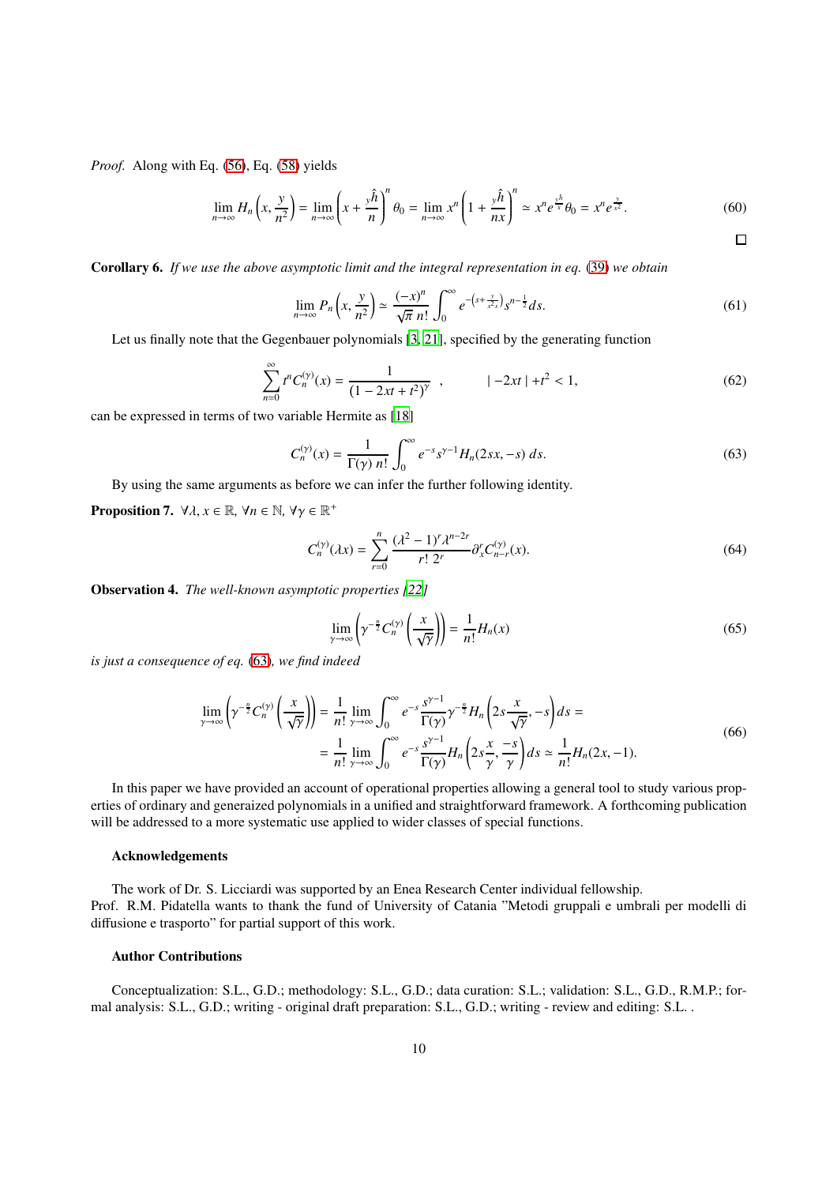*Proof.* Along with Eq. (56), Eq. (58) yields

$$\lim_{n\to\infty} H_n\left(x, \frac{y}{n^2}\right) = \lim_{n\to\infty}\left(x + \frac{{}_y\hat{h}}{n}\right)^n \theta_0 = \lim_{n\to\infty} x^n \left(1 + \frac{{}_y\hat{h}}{nx}\right)^n \simeq x^n e^{\frac{{}_y\hat{h}}{x}} \theta_0 = x^n e^{\frac{y}{x^2}}. \tag{60}$$

□

**Corollary 6.** *If we use the above asymptotic limit and the integral representation in eq. (39) we obtain*

$$\lim_{n\to\infty} P_n\left(x, \frac{y}{n^2}\right) \simeq \frac{(-x)^n}{\sqrt{\pi}\, n!}\int_0^\infty e^{-\left(s+\frac{y}{x^2 s}\right)} s^{n-\frac{1}{2}} ds. \tag{61}$$

Let us finally note that the Gegenbauer polynomials [3, 21], specified by the generating function

$$\sum_{n=0}^\infty t^n C_n^{(\gamma)}(x) = \frac{1}{(1-2xt+t^2)^\gamma} \quad , \qquad |-2xt| + t^2 < 1, \tag{62}$$

can be expressed in terms of two variable Hermite as [18]

$$C_n^{(\gamma)}(x) = \frac{1}{\Gamma(\gamma)\, n!}\int_0^\infty e^{-s} s^{\gamma-1} H_n(2sx, -s)\, ds. \tag{63}$$

By using the same arguments as before we can infer the further following identity.

**Proposition 7.** $\forall \lambda, x \in \mathbb{R}$, $\forall n \in \mathbb{N}$, $\forall \gamma \in \mathbb{R}^+$

$$C_n^{(\gamma)}(\lambda x) = \sum_{r=0}^n \frac{(\lambda^2-1)^r \lambda^{n-2r}}{r!\, 2^r}\partial_x^r C_{n-r}^{(\gamma)}(x). \tag{64}$$

**Observation 4.** *The well-known asymptotic properties [22]*

$$\lim_{\gamma\to\infty}\left(\gamma^{-\frac{n}{2}} C_n^{(\gamma)}\left(\frac{x}{\sqrt{\gamma}}\right)\right) = \frac{1}{n!}H_n(x) \tag{65}$$

*is just a consequence of eq. (63), we find indeed*

$$\begin{aligned} \lim_{\gamma\to\infty}\left(\gamma^{-\frac{n}{2}} C_n^{(\gamma)}\left(\frac{x}{\sqrt{\gamma}}\right)\right) &= \frac{1}{n!}\lim_{\gamma\to\infty}\int_0^\infty e^{-s}\frac{s^{\gamma-1}}{\Gamma(\gamma)}\gamma^{-\frac{n}{2}} H_n\left(2s\frac{x}{\sqrt{\gamma}}, -s\right) ds = \\ &= \frac{1}{n!}\lim_{\gamma\to\infty}\int_0^\infty e^{-s}\frac{s^{\gamma-1}}{\Gamma(\gamma)} H_n\left(2s\frac{x}{\gamma}, \frac{-s}{\gamma}\right) ds \simeq \frac{1}{n!}H_n(2x,-1). \end{aligned} \tag{66}$$

In this paper we have provided an account of operational properties allowing a general tool to study various properties of ordinary and generaized polynomials in a unified and straightforward framework. A forthcoming publication will be addressed to a more systematic use applied to wider classes of special functions.

### Acknowledgements

The work of Dr. S. Licciardi was supported by an Enea Research Center individual fellowship.
Prof. R.M. Pidatella wants to thank the fund of University of Catania "Metodi gruppali e umbrali per modelli di diffusione e trasporto" for partial support of this work.

### Author Contributions

Conceptualization: S.L., G.D.; methodology: S.L., G.D.; data curation: S.L.; validation: S.L., G.D., R.M.P.; formal analysis: S.L., G.D.; writing - original draft preparation: S.L., G.D.; writing - review and editing: S.L. .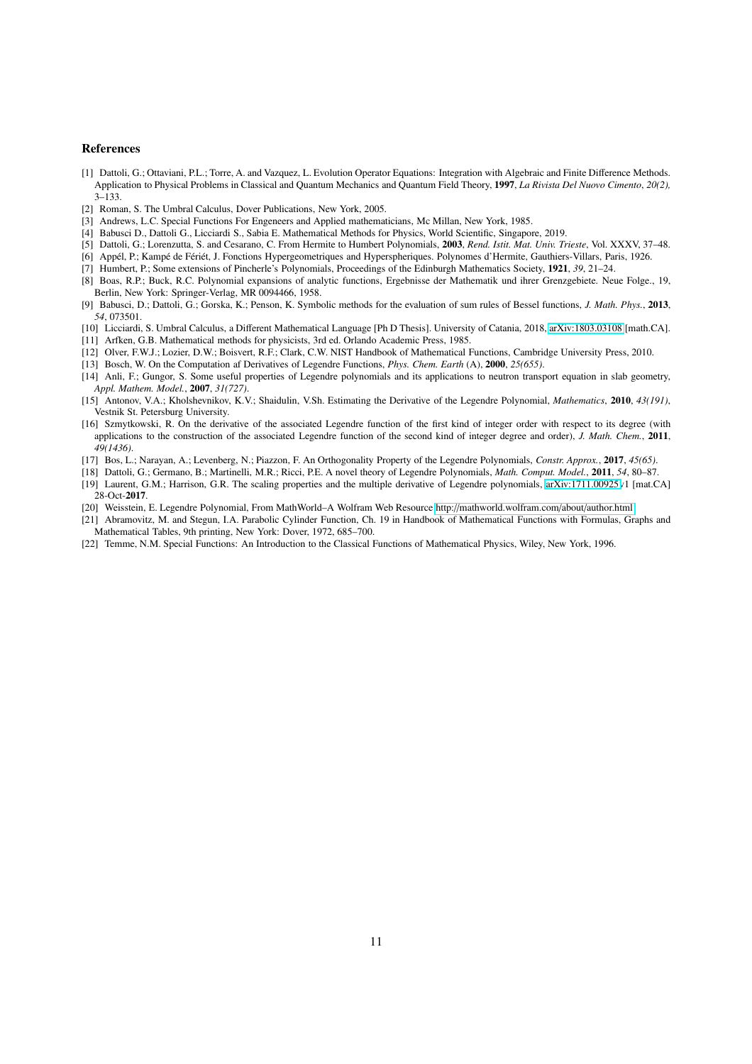## References

[1] Dattoli, G.; Ottaviani, P.L.; Torre, A. and Vazquez, L. Evolution Operator Equations: Integration with Algebraic and Finite Difference Methods. Application to Physical Problems in Classical and Quantum Mechanics and Quantum Field Theory, **1997**, *La Rivista Del Nuovo Cimento*, *20(2),* 3–133.

[2] Roman, S. The Umbral Calculus, Dover Publications, New York, 2005.

[3] Andrews, L.C. Special Functions For Engeneers and Applied mathematicians, Mc Millan, New York, 1985.

[4] Babusci D., Dattoli G., Licciardi S., Sabia E. Mathematical Methods for Physics, World Scientific, Singapore, 2019.

[5] Dattoli, G.; Lorenzutta, S. and Cesarano, C. From Hermite to Humbert Polynomials, **2003**, *Rend. Istit. Mat. Univ. Trieste*, Vol. XXXV, 37–48.

[6] Appél, P.; Kampé de Fériét, J. Fonctions Hypergeometriques and Hyperspheriques. Polynomes d'Hermite, Gauthiers-Villars, Paris, 1926.

[7] Humbert, P.; Some extensions of Pincherle's Polynomials, Proceedings of the Edinburgh Mathematics Society, **1921**, *39*, 21–24.

[8] Boas, R.P.; Buck, R.C. Polynomial expansions of analytic functions, Ergebnisse der Mathematik und ihrer Grenzgebiete. Neue Folge., 19, Berlin, New York: Springer-Verlag, MR 0094466, 1958.

[9] Babusci, D.; Dattoli, G.; Gorska, K.; Penson, K. Symbolic methods for the evaluation of sum rules of Bessel functions, *J. Math. Phys.*, **2013**, *54*, 073501.

[10] Licciardi, S. Umbral Calculus, a Different Mathematical Language [Ph D Thesis]. University of Catania, 2018, arXiv:1803.03108 [math.CA].

[11] Arfken, G.B. Mathematical methods for physicists, 3rd ed. Orlando Academic Press, 1985.

[12] Olver, F.W.J.; Lozier, D.W.; Boisvert, R.F.; Clark, C.W. NIST Handbook of Mathematical Functions, Cambridge University Press, 2010.

[13] Bosch, W. On the Computation af Derivatives of Legendre Functions, *Phys. Chem. Earth* (A), **2000**, *25(655)*.

[14] Anli, F.; Gungor, S. Some useful properties of Legendre polynomials and its applications to neutron transport equation in slab geometry, *Appl. Mathem. Model.*, **2007**, *31(727)*.

[15] Antonov, V.A.; Kholshevnikov, K.V.; Shaidulin, V.Sh. Estimating the Derivative of the Legendre Polynomial, *Mathematics*, **2010**, *43(191)*, Vestnik St. Petersburg University.

[16] Szmytkowski, R. On the derivative of the associated Legendre function of the first kind of integer order with respect to its degree (with applications to the construction of the associated Legendre function of the second kind of integer degree and order), *J. Math. Chem.*, **2011**, *49(1436)*.

[17] Bos, L.; Narayan, A.; Levenberg, N.; Piazzon, F. An Orthogonality Property of the Legendre Polynomials, *Constr. Approx.*, **2017**, *45(65)*.

[18] Dattoli, G.; Germano, B.; Martinelli, M.R.; Ricci, P.E. A novel theory of Legendre Polynomials, *Math. Comput. Model.*, **2011**, *54*, 80–87.

[19] Laurent, G.M.; Harrison, G.R. The scaling properties and the multiple derivative of Legendre polynomials, arXiv:1711.00925v1 [mat.CA] 28-Oct-**2017**.

[20] Weisstein, E. Legendre Polynomial, From MathWorld–A Wolfram Web Resource http://mathworld.wolfram.com/about/author.html

[21] Abramovitz, M. and Stegun, I.A. Parabolic Cylinder Function, Ch. 19 in Handbook of Mathematical Functions with Formulas, Graphs and Mathematical Tables, 9th printing, New York: Dover, 1972, 685–700.

[22] Temme, N.M. Special Functions: An Introduction to the Classical Functions of Mathematical Physics, Wiley, New York, 1996.